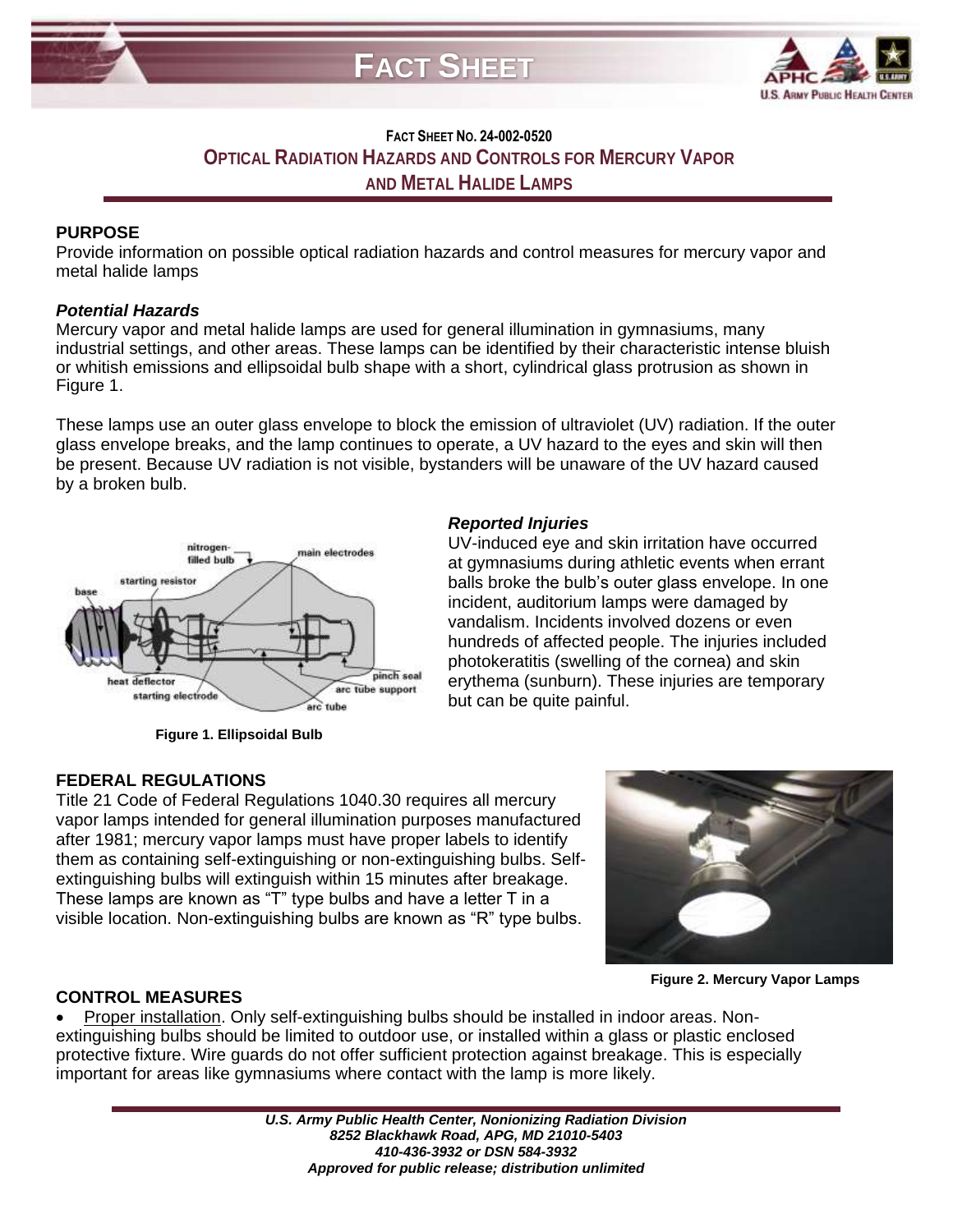# FACT SHEET

FACT SHEET NO. 24-002-0520

## OPTICAL RADIATION HAZARDS AND CONTROLS FOR MERCURY VAPOR AND METAL HALIDE LAMPS

### PURPOSE

Provide information on possible optical radiation hazards and control measures for mercury vapor and metal halide lamps

### *Potential Hazards*

Mercury vapor and metal halide lamps are used for general illumination in gymnasiums, many industrial settings, and other areas. These lamps can be identified by their characteristic intense bluish or whitish emissions and ellipsoidal bulb shape with a short, cylindrical glass protrusion as shown in Figure 1.

These lamps use an outer glass envelope to block the emission of ultraviolet (UV) radiation. If the outer glass envelope breaks, and the lamp continues to operate, a UV hazard to the eyes and skin will then be present. Because UV radiation is not visible, bystanders will be unaware of the UV hazard caused by a broken bulb.

**Figure 1. Ellipsoidal Bulb**

### *Reported Injuries*

UV-induced eye and skin irritation have occurred at gymnasiums during athletic events when errant balls broke the bulb's outer glass envelope. In one incident, auditorium lamps were damaged by vandalism. Incidents involved dozens or even hundreds of affected people. The injuries included photokeratitis (swelling of the cornea) and skin erythema (sunburn). These injuries are temporary but can be quite painful.

### FEDERAL REGULATIONS

Title 21 Code of Federal Regulations 1040.30 requires all mercury vapor lamps intended for general illumination purposes manufactured after 1981; mercury vapor lamps must have proper labels to identify them as containing self-extinguishing or non-extinguishing bulbs. Self-extinguishing bulbs will extinguish within 15 minutes after breakage. These lamps are known as "T" type bulbs and have a letter T in a visible location. Non-extinguishing bulbs are known as "R" type bulbs.

**Figure 2. Mercury Vapor Lamps**

### CONTROL MEASURES

- Proper installation. Only self-extinguishing bulbs should be installed in indoor areas. Non-extinguishing bulbs should be limited to outdoor use, or installed within a glass or plastic enclosed protective fixture. Wire guards do not offer sufficient protection against breakage. This is especially important for areas like gymnasiums where contact with the lamp is more likely.

*U.S. Army Public Health Center, Nonionizing Radiation Division*
*8252 Blackhawk Road, APG, MD 21010-5403*
*410-436-3932 or DSN 584-3932*
*Approved for public release; distribution unlimited*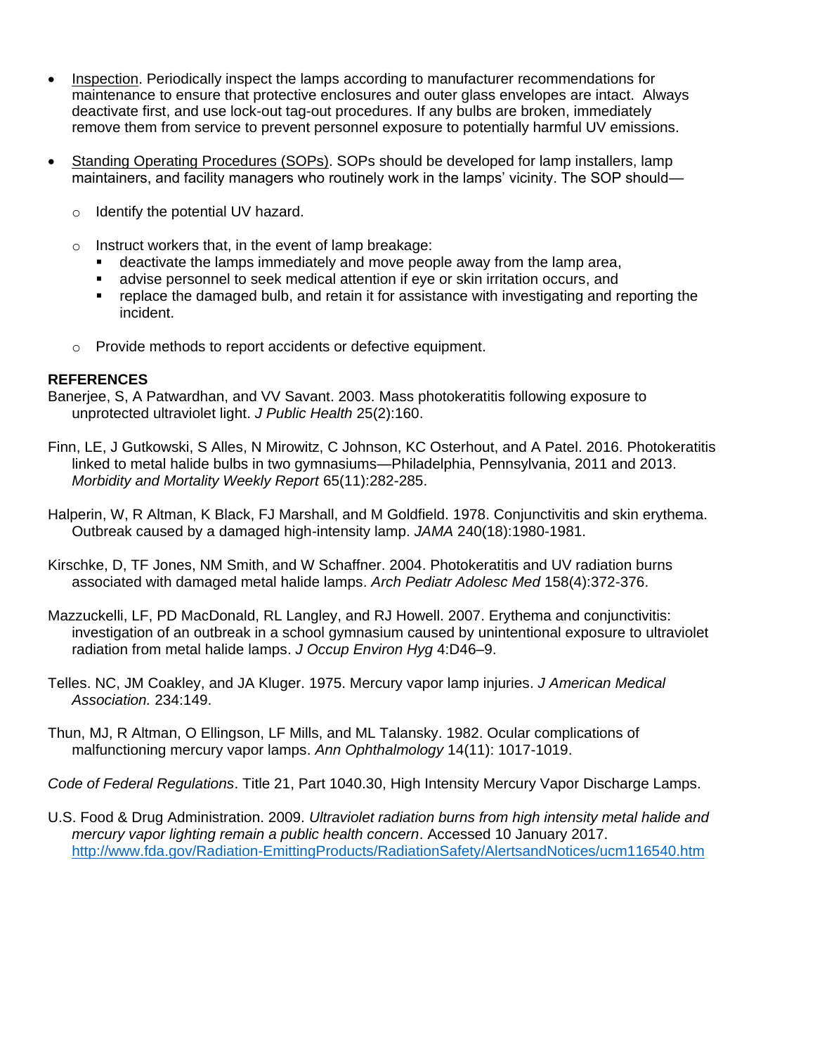- Inspection. Periodically inspect the lamps according to manufacturer recommendations for maintenance to ensure that protective enclosures and outer glass envelopes are intact. Always deactivate first, and use lock-out tag-out procedures. If any bulbs are broken, immediately remove them from service to prevent personnel exposure to potentially harmful UV emissions.

- Standing Operating Procedures (SOPs). SOPs should be developed for lamp installers, lamp maintainers, and facility managers who routinely work in the lamps' vicinity. The SOP should—

  - Identify the potential UV hazard.

  - Instruct workers that, in the event of lamp breakage:
    - deactivate the lamps immediately and move people away from the lamp area,
    - advise personnel to seek medical attention if eye or skin irritation occurs, and
    - replace the damaged bulb, and retain it for assistance with investigating and reporting the incident.

  - Provide methods to report accidents or defective equipment.

**REFERENCES**

Banerjee, S, A Patwardhan, and VV Savant. 2003. Mass photokeratitis following exposure to unprotected ultraviolet light. *J Public Health* 25(2):160.

Finn, LE, J Gutkowski, S Alles, N Mirowitz, C Johnson, KC Osterhout, and A Patel. 2016. Photokeratitis linked to metal halide bulbs in two gymnasiums—Philadelphia, Pennsylvania, 2011 and 2013. *Morbidity and Mortality Weekly Report* 65(11):282-285.

Halperin, W, R Altman, K Black, FJ Marshall, and M Goldfield. 1978. Conjunctivitis and skin erythema. Outbreak caused by a damaged high-intensity lamp. *JAMA* 240(18):1980-1981.

Kirschke, D, TF Jones, NM Smith, and W Schaffner. 2004. Photokeratitis and UV radiation burns associated with damaged metal halide lamps. *Arch Pediatr Adolesc Med* 158(4):372-376.

Mazzuckelli, LF, PD MacDonald, RL Langley, and RJ Howell. 2007. Erythema and conjunctivitis: investigation of an outbreak in a school gymnasium caused by unintentional exposure to ultraviolet radiation from metal halide lamps. *J Occup Environ Hyg* 4:D46–9.

Telles. NC, JM Coakley, and JA Kluger. 1975. Mercury vapor lamp injuries. *J American Medical Association.* 234:149.

Thun, MJ, R Altman, O Ellingson, LF Mills, and ML Talansky. 1982. Ocular complications of malfunctioning mercury vapor lamps. *Ann Ophthalmology* 14(11): 1017-1019.

*Code of Federal Regulations*. Title 21, Part 1040.30, High Intensity Mercury Vapor Discharge Lamps.

U.S. Food & Drug Administration. 2009. *Ultraviolet radiation burns from high intensity metal halide and mercury vapor lighting remain a public health concern*. Accessed 10 January 2017. http://www.fda.gov/Radiation-EmittingProducts/RadiationSafety/AlertsandNotices/ucm116540.htm